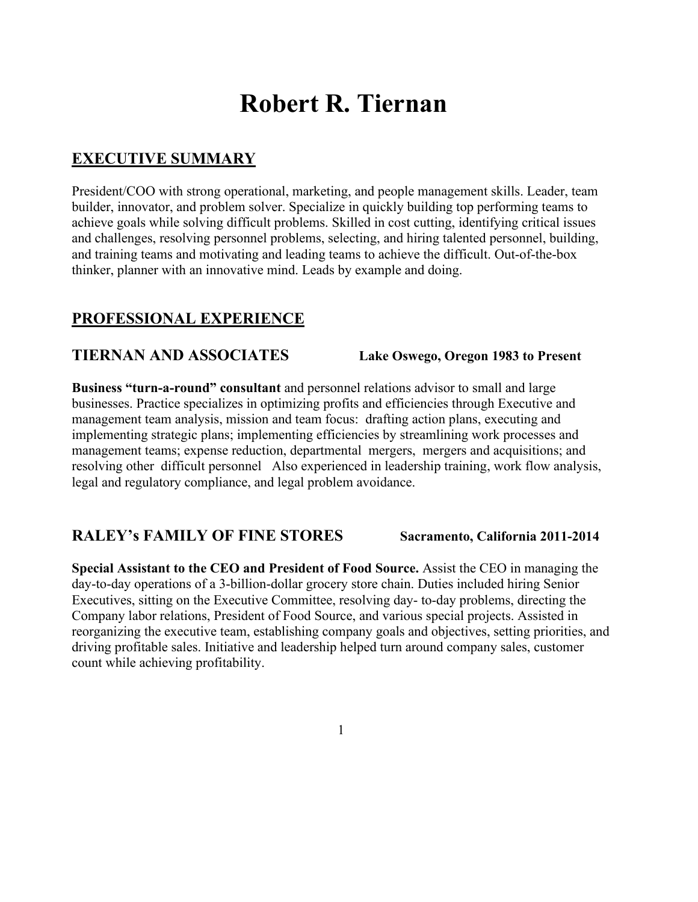# Robert R. Tiernan

## EXECUTIVE SUMMARY

President/COO with strong operational, marketing, and people management skills. Leader, team builder, innovator, and problem solver. Specialize in quickly building top performing teams to achieve goals while solving difficult problems. Skilled in cost cutting, identifying critical issues and challenges, resolving personnel problems, selecting, and hiring talented personnel, building, and training teams and motivating and leading teams to achieve the difficult. Out-of-the-box thinker, planner with an innovative mind. Leads by example and doing.

## PROFESSIONAL EXPERIENCE

### TIERNAN AND ASSOCIATES — Lake Oswego, Oregon 1983 to Present

**Business "turn-a-round" consultant** and personnel relations advisor to small and large businesses. Practice specializes in optimizing profits and efficiencies through Executive and management team analysis, mission and team focus: drafting action plans, executing and implementing strategic plans; implementing efficiencies by streamlining work processes and management teams; expense reduction, departmental mergers, mergers and acquisitions; and resolving other difficult personnel Also experienced in leadership training, work flow analysis, legal and regulatory compliance, and legal problem avoidance.

### RALEY's FAMILY OF FINE STORES — Sacramento, California 2011-2014

**Special Assistant to the CEO and President of Food Source.** Assist the CEO in managing the day-to-day operations of a 3-billion-dollar grocery store chain. Duties included hiring Senior Executives, sitting on the Executive Committee, resolving day- to-day problems, directing the Company labor relations, President of Food Source, and various special projects. Assisted in reorganizing the executive team, establishing company goals and objectives, setting priorities, and driving profitable sales. Initiative and leadership helped turn around company sales, customer count while achieving profitability.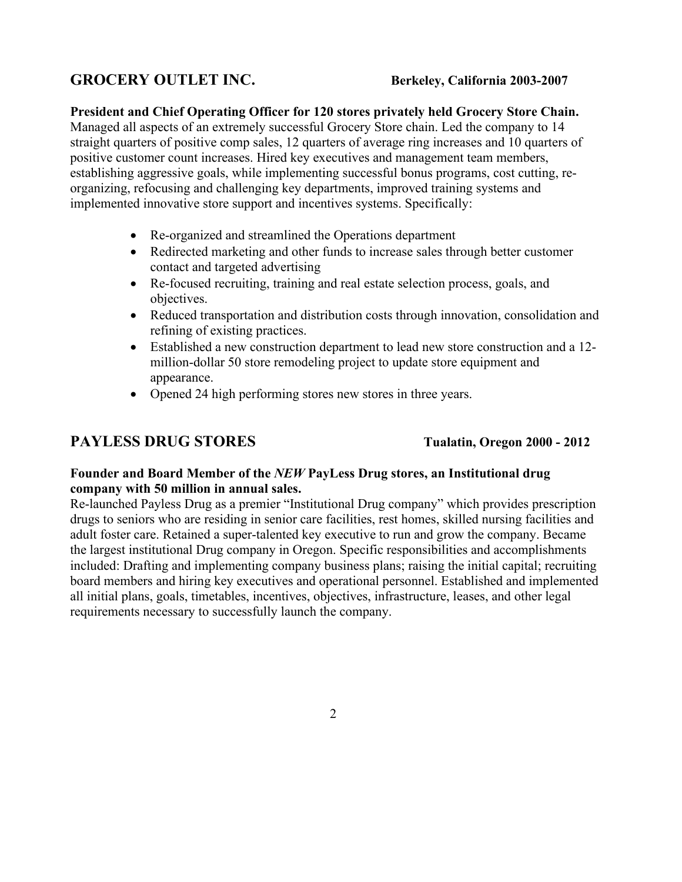## GROCERY OUTLET INC. — Berkeley, California 2003-2007

**President and Chief Operating Officer for 120 stores privately held Grocery Store Chain.**
Managed all aspects of an extremely successful Grocery Store chain. Led the company to 14 straight quarters of positive comp sales, 12 quarters of average ring increases and 10 quarters of positive customer count increases. Hired key executives and management team members, establishing aggressive goals, while implementing successful bonus programs, cost cutting, re-organizing, refocusing and challenging key departments, improved training systems and implemented innovative store support and incentives systems. Specifically:

- Re-organized and streamlined the Operations department
- Redirected marketing and other funds to increase sales through better customer contact and targeted advertising
- Re-focused recruiting, training and real estate selection process, goals, and objectives.
- Reduced transportation and distribution costs through innovation, consolidation and refining of existing practices.
- Established a new construction department to lead new store construction and a 12-million-dollar 50 store remodeling project to update store equipment and appearance.
- Opened 24 high performing stores new stores in three years.

## PAYLESS DRUG STORES — Tualatin, Oregon 2000 - 2012

**Founder and Board Member of the *NEW* PayLess Drug stores, an Institutional drug company with 50 million in annual sales.**
Re-launched Payless Drug as a premier "Institutional Drug company" which provides prescription drugs to seniors who are residing in senior care facilities, rest homes, skilled nursing facilities and adult foster care. Retained a super-talented key executive to run and grow the company. Became the largest institutional Drug company in Oregon. Specific responsibilities and accomplishments included: Drafting and implementing company business plans; raising the initial capital; recruiting board members and hiring key executives and operational personnel. Established and implemented all initial plans, goals, timetables, incentives, objectives, infrastructure, leases, and other legal requirements necessary to successfully launch the company.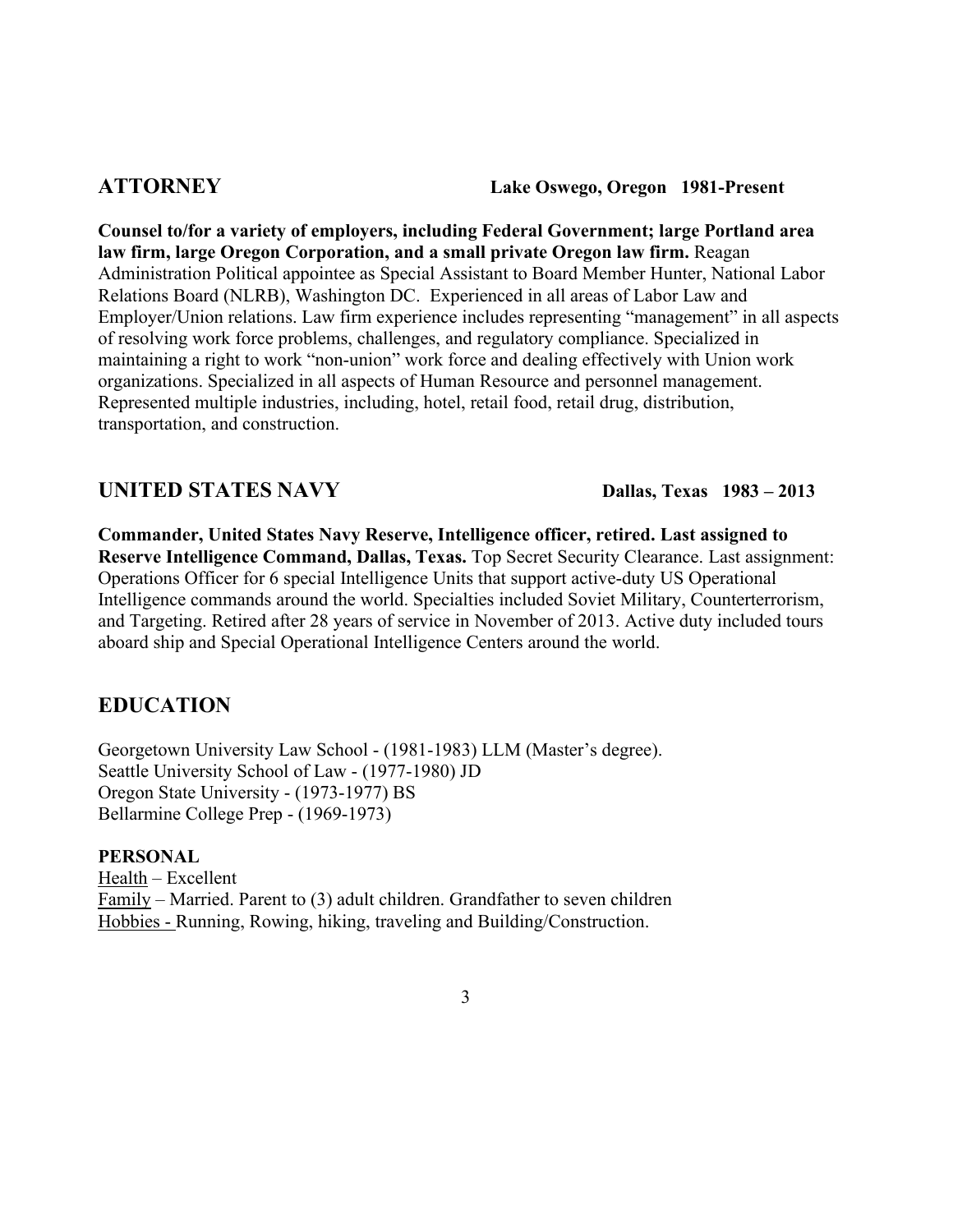## ATTORNEY — Lake Oswego, Oregon 1981-Present

**Counsel to/for a variety of employers, including Federal Government; large Portland area law firm, large Oregon Corporation, and a small private Oregon law firm.** Reagan Administration Political appointee as Special Assistant to Board Member Hunter, National Labor Relations Board (NLRB), Washington DC. Experienced in all areas of Labor Law and Employer/Union relations. Law firm experience includes representing "management" in all aspects of resolving work force problems, challenges, and regulatory compliance. Specialized in maintaining a right to work "non-union" work force and dealing effectively with Union work organizations. Specialized in all aspects of Human Resource and personnel management. Represented multiple industries, including, hotel, retail food, retail drug, distribution, transportation, and construction.

## UNITED STATES NAVY — Dallas, Texas 1983 – 2013

**Commander, United States Navy Reserve, Intelligence officer, retired. Last assigned to Reserve Intelligence Command, Dallas, Texas.** Top Secret Security Clearance. Last assignment: Operations Officer for 6 special Intelligence Units that support active-duty US Operational Intelligence commands around the world. Specialties included Soviet Military, Counterterrorism, and Targeting. Retired after 28 years of service in November of 2013. Active duty included tours aboard ship and Special Operational Intelligence Centers around the world.

## EDUCATION

Georgetown University Law School - (1981-1983) LLM (Master's degree).
Seattle University School of Law - (1977-1980) JD
Oregon State University - (1973-1977) BS
Bellarmine College Prep - (1969-1973)

### PERSONAL

Health – Excellent
Family – Married. Parent to (3) adult children. Grandfather to seven children
Hobbies - Running, Rowing, hiking, traveling and Building/Construction.